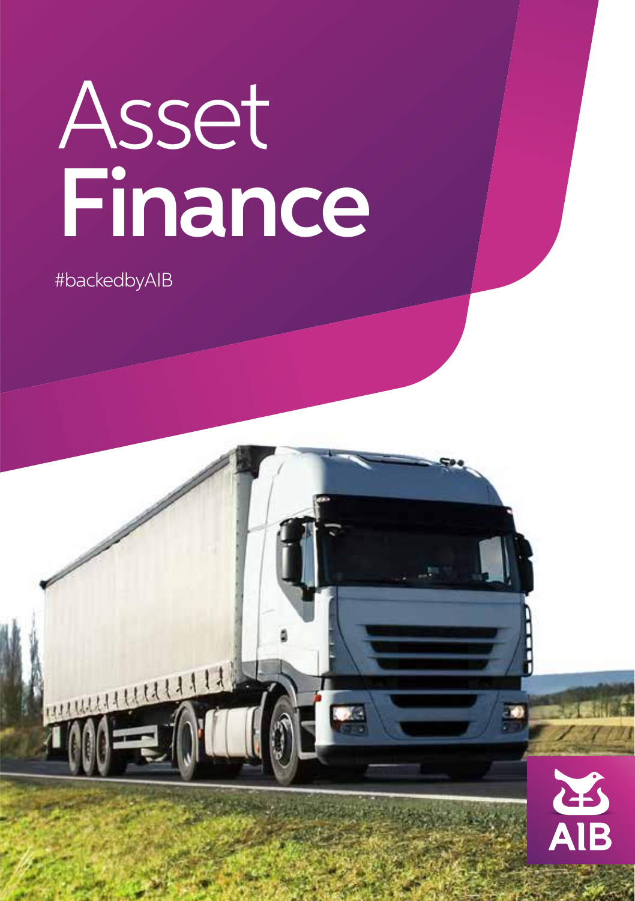# Asset Finance

#backedbyAIB

AIB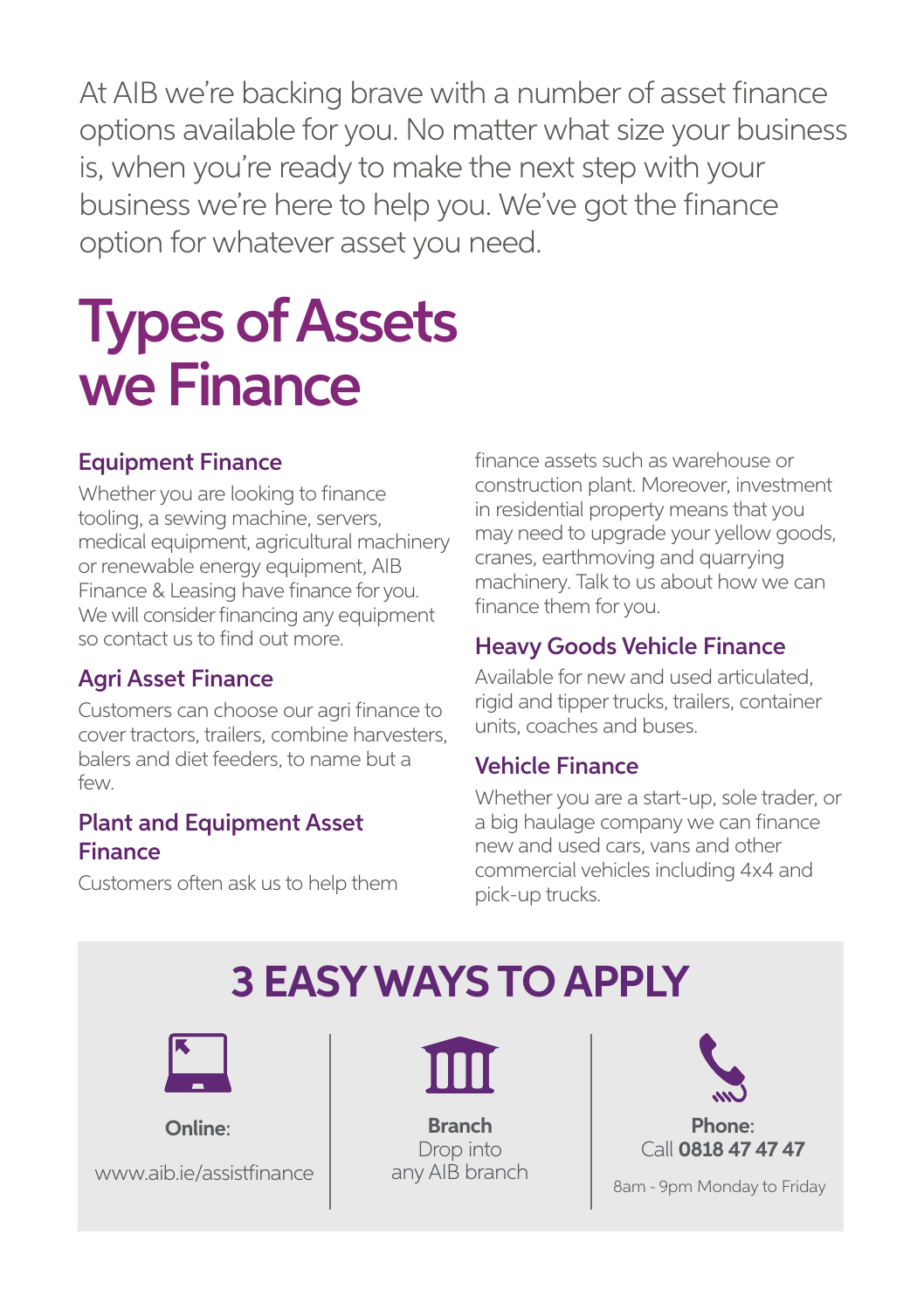At AIB we're backing brave with a number of asset finance options available for you. No matter what size your business is, when you're ready to make the next step with your business we're here to help you. We've got the finance option for whatever asset you need.

# Types of Assets we Finance

### Equipment Finance

Whether you are looking to finance tooling, a sewing machine, servers, medical equipment, agricultural machinery or renewable energy equipment, AIB Finance & Leasing have finance for you. We will consider financing any equipment so contact us to find out more.

### Agri Asset Finance

Customers can choose our agri finance to cover tractors, trailers, combine harvesters, balers and diet feeders, to name but a few.

### Plant and Equipment Asset Finance

Customers often ask us to help them finance assets such as warehouse or construction plant. Moreover, investment in residential property means that you may need to upgrade your yellow goods, cranes, earthmoving and quarrying machinery. Talk to us about how we can finance them for you.

### Heavy Goods Vehicle Finance

Available for new and used articulated, rigid and tipper trucks, trailers, container units, coaches and buses.

### Vehicle Finance

Whether you are a start-up, sole trader, or a big haulage company we can finance new and used cars, vans and other commercial vehicles including 4x4 and pick-up trucks.

## 3 EASY WAYS TO APPLY

**Online**:

www.aib.ie/assistfinance

**Branch**

Drop into any AIB branch

**Phone**:

Call **0818 47 47 47**

8am - 9pm Monday to Friday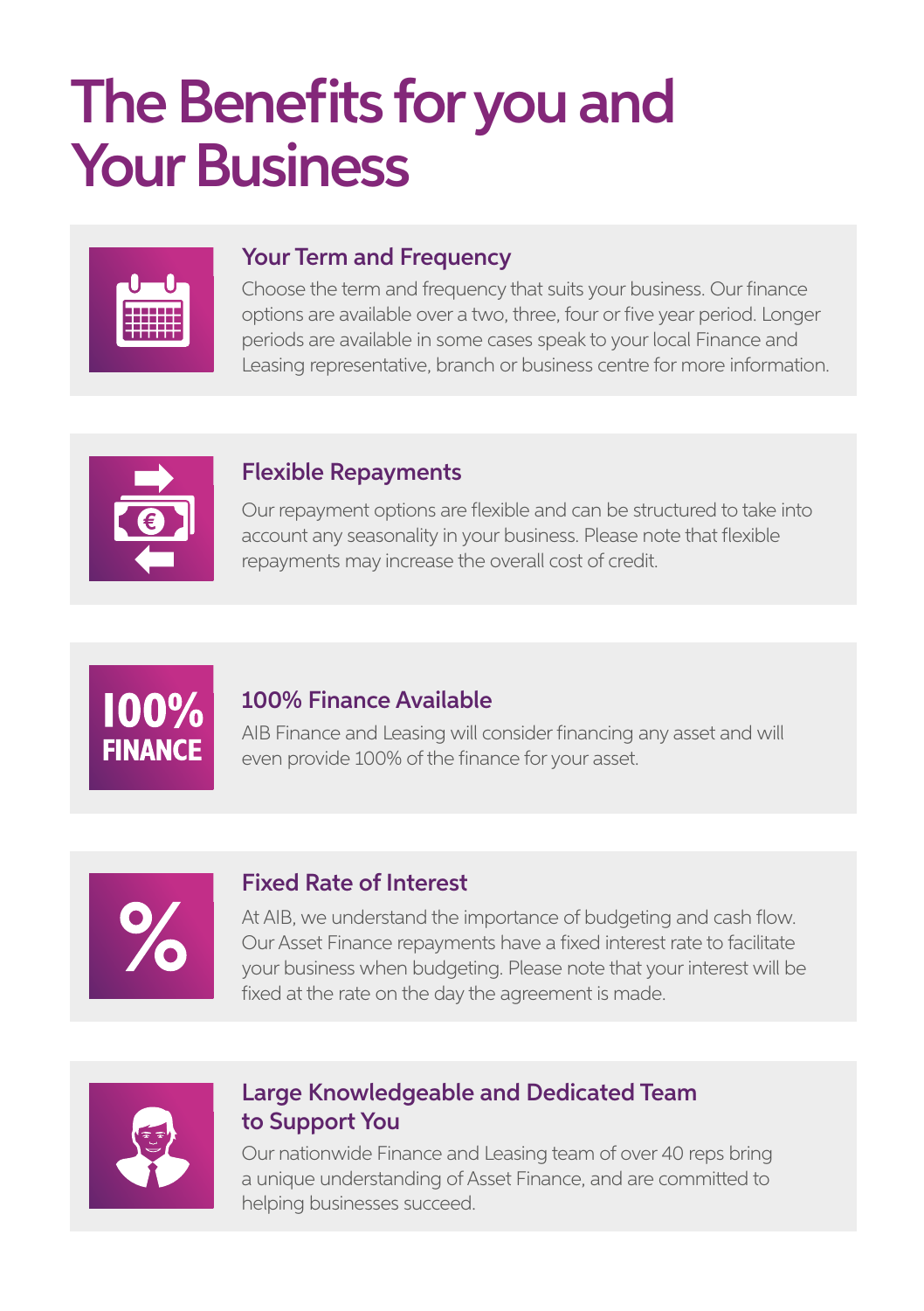# The Benefits for you and Your Business

### Your Term and Frequency

Choose the term and frequency that suits your business. Our finance options are available over a two, three, four or five year period. Longer periods are available in some cases speak to your local Finance and Leasing representative, branch or business centre for more information.

### Flexible Repayments

Our repayment options are flexible and can be structured to take into account any seasonality in your business. Please note that flexible repayments may increase the overall cost of credit.

### 100% Finance Available

AIB Finance and Leasing will consider financing any asset and will even provide 100% of the finance for your asset.

### Fixed Rate of Interest

At AIB, we understand the importance of budgeting and cash flow. Our Asset Finance repayments have a fixed interest rate to facilitate your business when budgeting. Please note that your interest will be fixed at the rate on the day the agreement is made.

### Large Knowledgeable and Dedicated Team to Support You

Our nationwide Finance and Leasing team of over 40 reps bring a unique understanding of Asset Finance, and are committed to helping businesses succeed.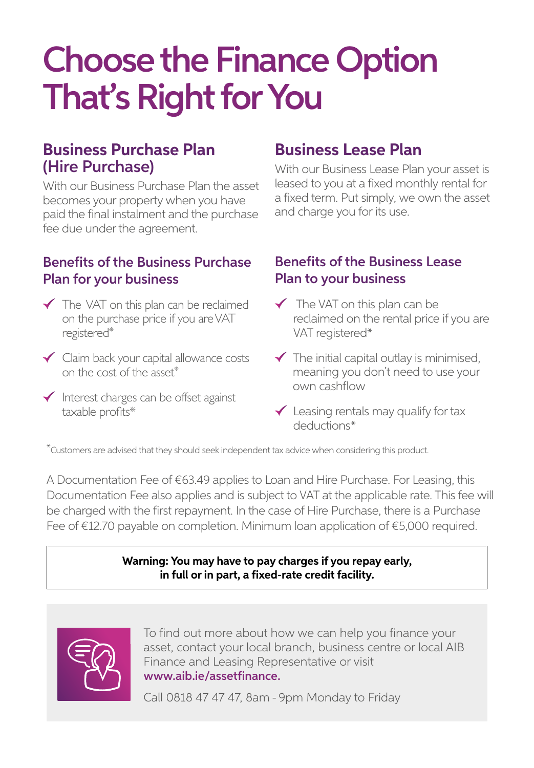# Choose the Finance Option That's Right for You

## Business Purchase Plan (Hire Purchase)

With our Business Purchase Plan the asset becomes your property when you have paid the final instalment and the purchase fee due under the agreement.

### Benefits of the Business Purchase Plan for your business

- ✓ The VAT on this plan can be reclaimed on the purchase price if you are VAT registered*
- ✓ Claim back your capital allowance costs on the cost of the asset*
- ✓ Interest charges can be offset against taxable profits*

## Business Lease Plan

With our Business Lease Plan your asset is leased to you at a fixed monthly rental for a fixed term. Put simply, we own the asset and charge you for its use.

### Benefits of the Business Lease Plan to your business

- ✓ The VAT on this plan can be reclaimed on the rental price if you are VAT registered*
- ✓ The initial capital outlay is minimised, meaning you don't need to use your own cashflow
- ✓ Leasing rentals may qualify for tax deductions*

*Customers are advised that they should seek independent tax advice when considering this product.

A Documentation Fee of €63.49 applies to Loan and Hire Purchase. For Leasing, this Documentation Fee also applies and is subject to VAT at the applicable rate. This fee will be charged with the first repayment. In the case of Hire Purchase, there is a Purchase Fee of €12.70 payable on completion. Minimum loan application of €5,000 required.

**Warning: You may have to pay charges if you repay early, in full or in part, a fixed-rate credit facility.**

To find out more about how we can help you finance your asset, contact your local branch, business centre or local AIB Finance and Leasing Representative or visit **www.aib.ie/assetfinance.**

Call 0818 47 47 47, 8am - 9pm Monday to Friday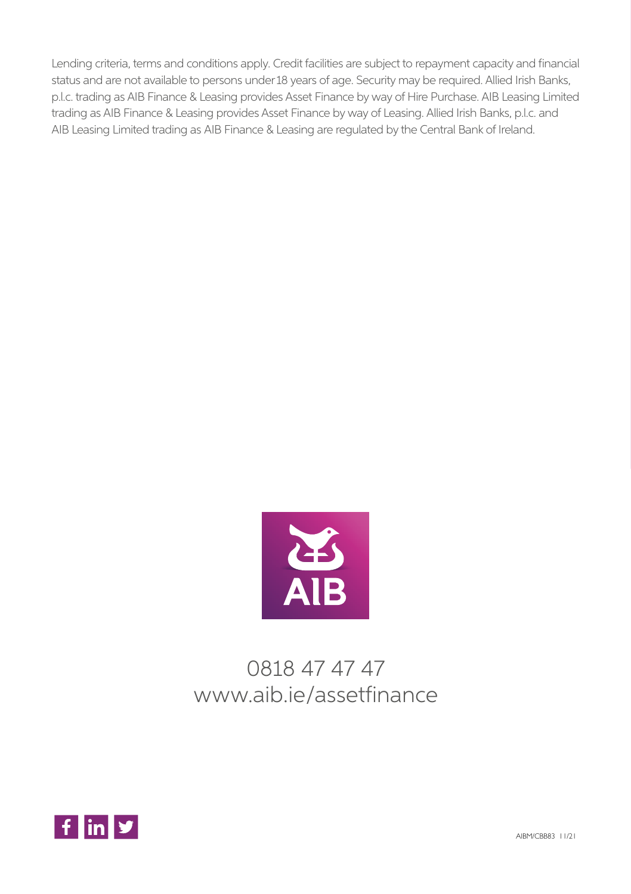Lending criteria, terms and conditions apply. Credit facilities are subject to repayment capacity and financial status and are not available to persons under 18 years of age. Security may be required. Allied Irish Banks, p.l.c. trading as AIB Finance & Leasing provides Asset Finance by way of Hire Purchase. AIB Leasing Limited trading as AIB Finance & Leasing provides Asset Finance by way of Leasing. Allied Irish Banks, p.l.c. and AIB Leasing Limited trading as AIB Finance & Leasing are regulated by the Central Bank of Ireland.

AIB

0818 47 47 47

www.aib.ie/assetfinance

AIBM/CBB83 11/21